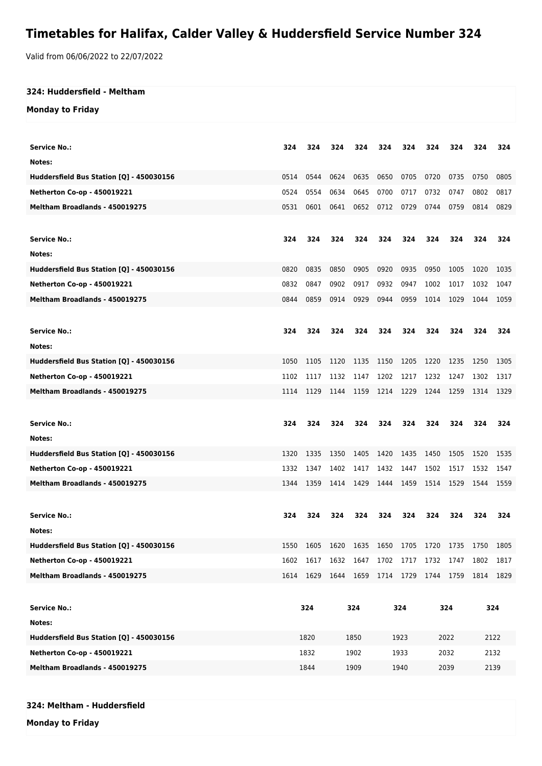# Timetables for Halifax, Calder Valley & Huddersfield Service Number 324

Valid from 06/06/2022 to 22/07/2022

## 324: Huddersfield - Meltham

**Monday to Friday**

| Service No.: | 324 | 324 | 324 | 324 | 324 | 324 | 324 | 324 | 324 | 324 |
|---|---|---|---|---|---|---|---|---|---|---|
| Notes: | | | | | | | | | | |
| Huddersfield Bus Station [Q] - 450030156 | 0514 | 0544 | 0624 | 0635 | 0650 | 0705 | 0720 | 0735 | 0750 | 0805 |
| Netherton Co-op - 450019221 | 0524 | 0554 | 0634 | 0645 | 0700 | 0717 | 0732 | 0747 | 0802 | 0817 |
| Meltham Broadlands - 450019275 | 0531 | 0601 | 0641 | 0652 | 0712 | 0729 | 0744 | 0759 | 0814 | 0829 |

| Service No.: | 324 | 324 | 324 | 324 | 324 | 324 | 324 | 324 | 324 | 324 |
|---|---|---|---|---|---|---|---|---|---|---|
| Notes: | | | | | | | | | | |
| Huddersfield Bus Station [Q] - 450030156 | 0820 | 0835 | 0850 | 0905 | 0920 | 0935 | 0950 | 1005 | 1020 | 1035 |
| Netherton Co-op - 450019221 | 0832 | 0847 | 0902 | 0917 | 0932 | 0947 | 1002 | 1017 | 1032 | 1047 |
| Meltham Broadlands - 450019275 | 0844 | 0859 | 0914 | 0929 | 0944 | 0959 | 1014 | 1029 | 1044 | 1059 |

| Service No.: | 324 | 324 | 324 | 324 | 324 | 324 | 324 | 324 | 324 | 324 |
|---|---|---|---|---|---|---|---|---|---|---|
| Notes: | | | | | | | | | | |
| Huddersfield Bus Station [Q] - 450030156 | 1050 | 1105 | 1120 | 1135 | 1150 | 1205 | 1220 | 1235 | 1250 | 1305 |
| Netherton Co-op - 450019221 | 1102 | 1117 | 1132 | 1147 | 1202 | 1217 | 1232 | 1247 | 1302 | 1317 |
| Meltham Broadlands - 450019275 | 1114 | 1129 | 1144 | 1159 | 1214 | 1229 | 1244 | 1259 | 1314 | 1329 |

| Service No.: | 324 | 324 | 324 | 324 | 324 | 324 | 324 | 324 | 324 | 324 |
|---|---|---|---|---|---|---|---|---|---|---|
| Notes: | | | | | | | | | | |
| Huddersfield Bus Station [Q] - 450030156 | 1320 | 1335 | 1350 | 1405 | 1420 | 1435 | 1450 | 1505 | 1520 | 1535 |
| Netherton Co-op - 450019221 | 1332 | 1347 | 1402 | 1417 | 1432 | 1447 | 1502 | 1517 | 1532 | 1547 |
| Meltham Broadlands - 450019275 | 1344 | 1359 | 1414 | 1429 | 1444 | 1459 | 1514 | 1529 | 1544 | 1559 |

| Service No.: | 324 | 324 | 324 | 324 | 324 | 324 | 324 | 324 | 324 | 324 |
|---|---|---|---|---|---|---|---|---|---|---|
| Notes: | | | | | | | | | | |
| Huddersfield Bus Station [Q] - 450030156 | 1550 | 1605 | 1620 | 1635 | 1650 | 1705 | 1720 | 1735 | 1750 | 1805 |
| Netherton Co-op - 450019221 | 1602 | 1617 | 1632 | 1647 | 1702 | 1717 | 1732 | 1747 | 1802 | 1817 |
| Meltham Broadlands - 450019275 | 1614 | 1629 | 1644 | 1659 | 1714 | 1729 | 1744 | 1759 | 1814 | 1829 |

| Service No.: | 324 | 324 | 324 | 324 | 324 |
|---|---|---|---|---|---|
| Notes: | | | | | |
| Huddersfield Bus Station [Q] - 450030156 | 1820 | 1850 | 1923 | 2022 | 2122 |
| Netherton Co-op - 450019221 | 1832 | 1902 | 1933 | 2032 | 2132 |
| Meltham Broadlands - 450019275 | 1844 | 1909 | 1940 | 2039 | 2139 |

## 324: Meltham - Huddersfield

**Monday to Friday**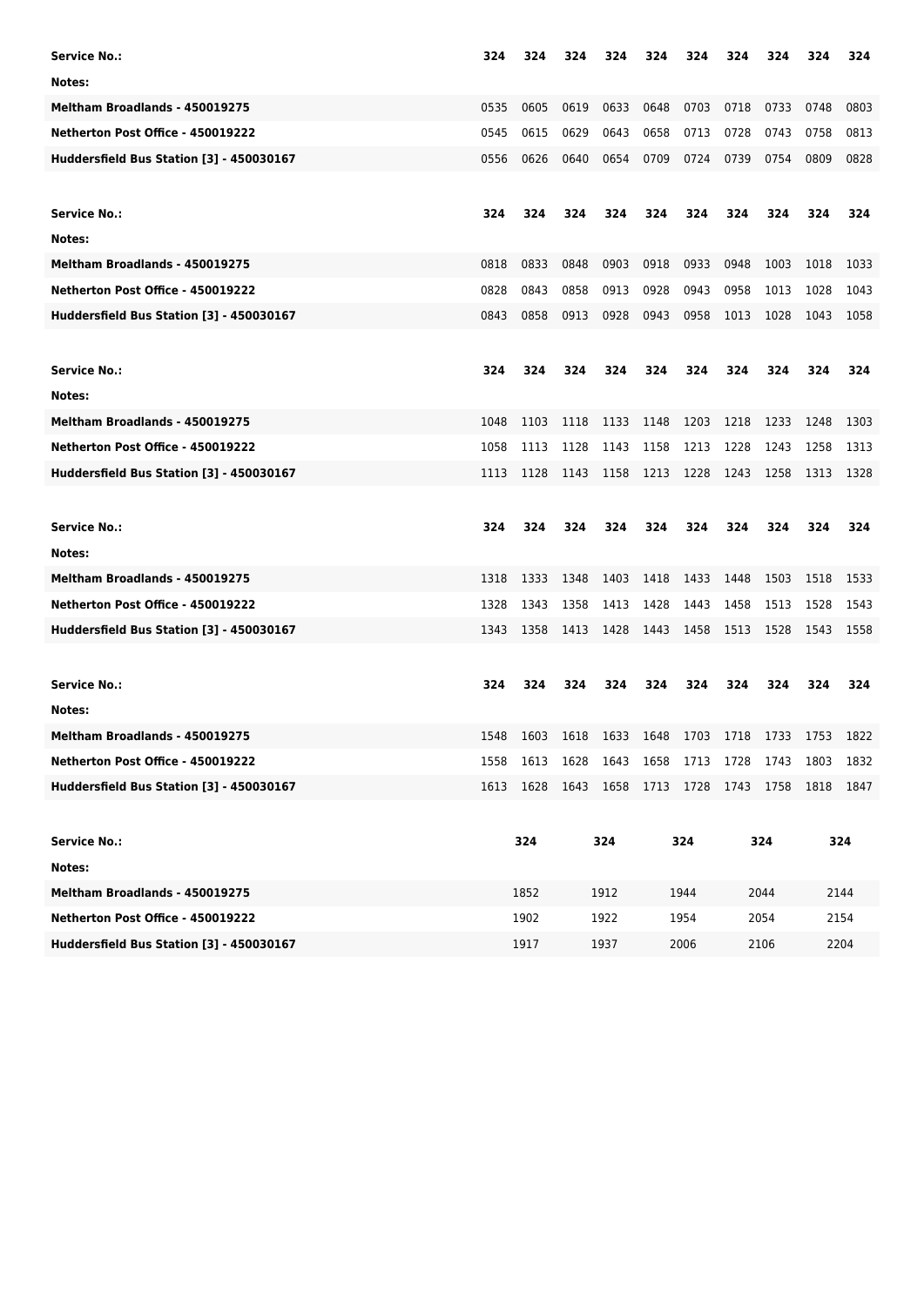| Service No.: | 324 | 324 | 324 | 324 | 324 | 324 | 324 | 324 | 324 | 324 |
|---|---|---|---|---|---|---|---|---|---|---|
| Notes: | | | | | | | | | | |
| Meltham Broadlands - 450019275 | 0535 | 0605 | 0619 | 0633 | 0648 | 0703 | 0718 | 0733 | 0748 | 0803 |
| Netherton Post Office - 450019222 | 0545 | 0615 | 0629 | 0643 | 0658 | 0713 | 0728 | 0743 | 0758 | 0813 |
| Huddersfield Bus Station [3] - 450030167 | 0556 | 0626 | 0640 | 0654 | 0709 | 0724 | 0739 | 0754 | 0809 | 0828 |

| Service No.: | 324 | 324 | 324 | 324 | 324 | 324 | 324 | 324 | 324 | 324 |
|---|---|---|---|---|---|---|---|---|---|---|
| Notes: | | | | | | | | | | |
| Meltham Broadlands - 450019275 | 0818 | 0833 | 0848 | 0903 | 0918 | 0933 | 0948 | 1003 | 1018 | 1033 |
| Netherton Post Office - 450019222 | 0828 | 0843 | 0858 | 0913 | 0928 | 0943 | 0958 | 1013 | 1028 | 1043 |
| Huddersfield Bus Station [3] - 450030167 | 0843 | 0858 | 0913 | 0928 | 0943 | 0958 | 1013 | 1028 | 1043 | 1058 |

| Service No.: | 324 | 324 | 324 | 324 | 324 | 324 | 324 | 324 | 324 | 324 |
|---|---|---|---|---|---|---|---|---|---|---|
| Notes: | | | | | | | | | | |
| Meltham Broadlands - 450019275 | 1048 | 1103 | 1118 | 1133 | 1148 | 1203 | 1218 | 1233 | 1248 | 1303 |
| Netherton Post Office - 450019222 | 1058 | 1113 | 1128 | 1143 | 1158 | 1213 | 1228 | 1243 | 1258 | 1313 |
| Huddersfield Bus Station [3] - 450030167 | 1113 | 1128 | 1143 | 1158 | 1213 | 1228 | 1243 | 1258 | 1313 | 1328 |

| Service No.: | 324 | 324 | 324 | 324 | 324 | 324 | 324 | 324 | 324 | 324 |
|---|---|---|---|---|---|---|---|---|---|---|
| Notes: | | | | | | | | | | |
| Meltham Broadlands - 450019275 | 1318 | 1333 | 1348 | 1403 | 1418 | 1433 | 1448 | 1503 | 1518 | 1533 |
| Netherton Post Office - 450019222 | 1328 | 1343 | 1358 | 1413 | 1428 | 1443 | 1458 | 1513 | 1528 | 1543 |
| Huddersfield Bus Station [3] - 450030167 | 1343 | 1358 | 1413 | 1428 | 1443 | 1458 | 1513 | 1528 | 1543 | 1558 |

| Service No.: | 324 | 324 | 324 | 324 | 324 | 324 | 324 | 324 | 324 | 324 |
|---|---|---|---|---|---|---|---|---|---|---|
| Notes: | | | | | | | | | | |
| Meltham Broadlands - 450019275 | 1548 | 1603 | 1618 | 1633 | 1648 | 1703 | 1718 | 1733 | 1753 | 1822 |
| Netherton Post Office - 450019222 | 1558 | 1613 | 1628 | 1643 | 1658 | 1713 | 1728 | 1743 | 1803 | 1832 |
| Huddersfield Bus Station [3] - 450030167 | 1613 | 1628 | 1643 | 1658 | 1713 | 1728 | 1743 | 1758 | 1818 | 1847 |

| Service No.: | 324 | 324 | 324 | 324 | 324 |
|---|---|---|---|---|---|
| Notes: | | | | | |
| Meltham Broadlands - 450019275 | 1852 | 1912 | 1944 | 2044 | 2144 |
| Netherton Post Office - 450019222 | 1902 | 1922 | 1954 | 2054 | 2154 |
| Huddersfield Bus Station [3] - 450030167 | 1917 | 1937 | 2006 | 2106 | 2204 |